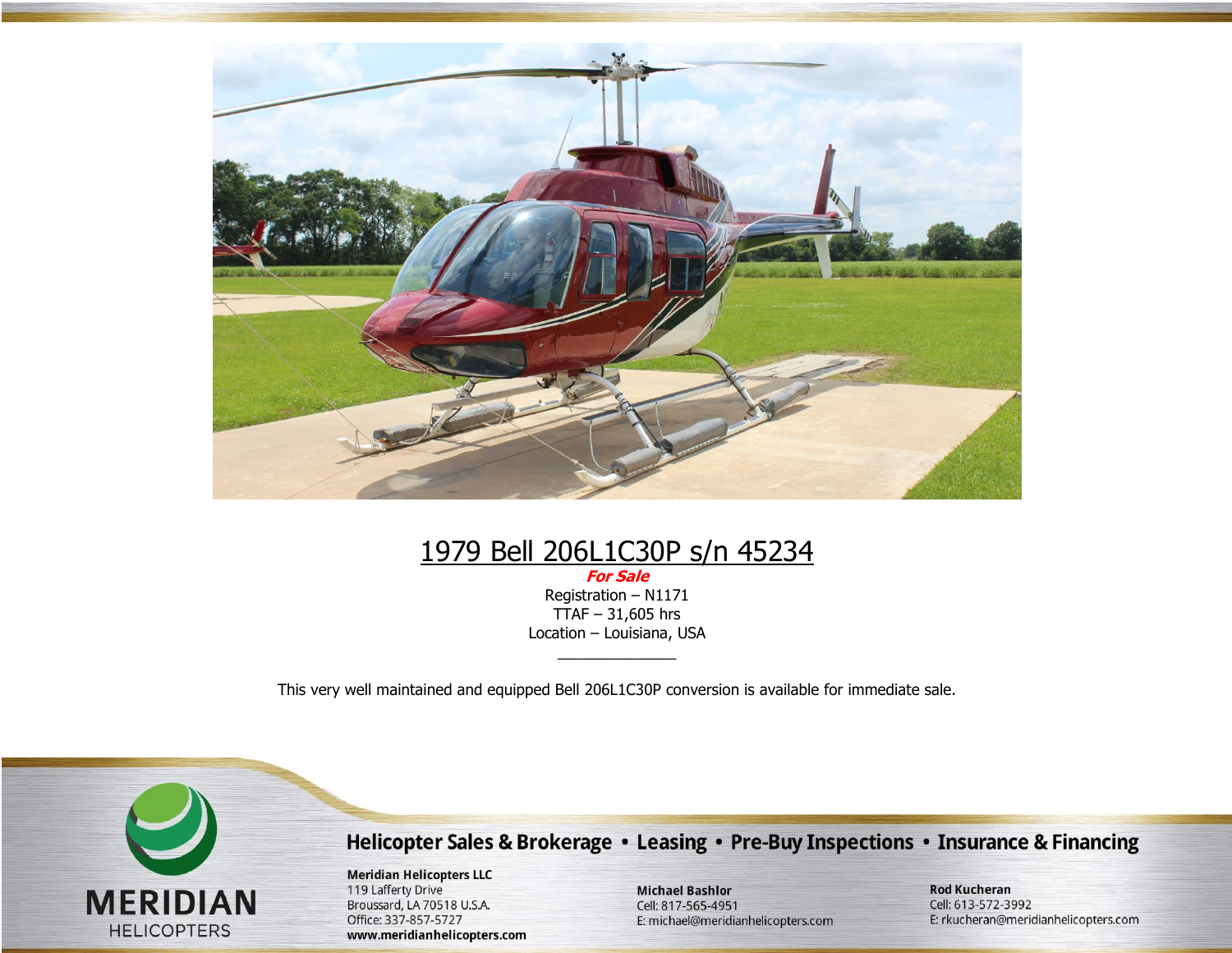# 1979 Bell 206L1C30P s/n 45234

***For Sale***

Registration – N1171

TTAF – 31,605 hrs

Location – Louisiana, USA

---

This very well maintained and equipped Bell 206L1C30P conversion is available for immediate sale.

MERIDIAN HELICOPTERS

**Helicopter Sales & Brokerage • Leasing • Pre-Buy Inspections • Insurance & Financing**

**Meridian Helicopters LLC**
119 Lafferty Drive
Broussard, LA 70518 U.S.A.
Office: 337-857-5727
**www.meridianhelicopters.com**

**Michael Bashlor**
Cell: 817-565-4951
E: michael@meridianhelicopters.com

**Rod Kucheran**
Cell: 613-572-3992
E: rkucheran@meridianhelicopters.com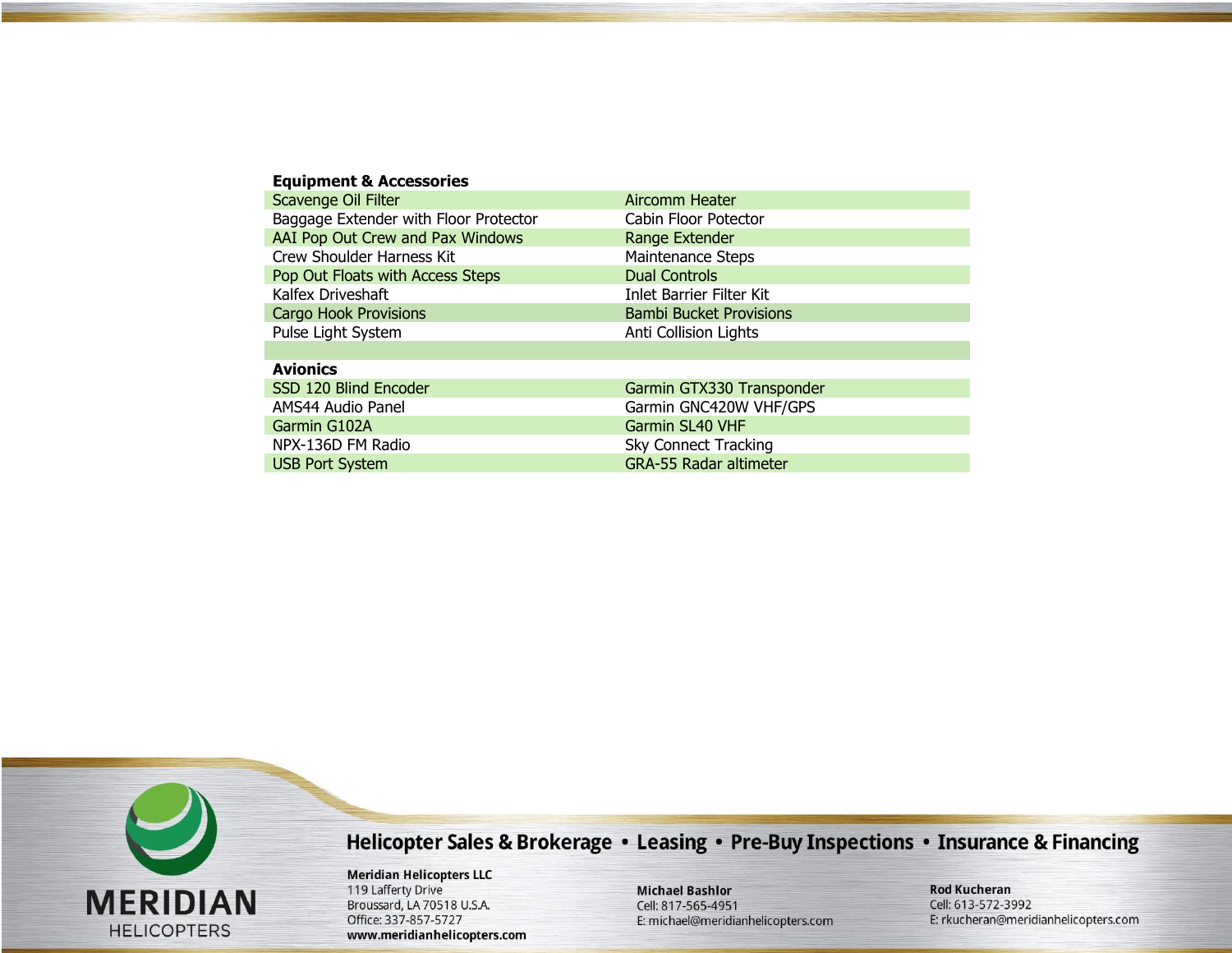## Equipment & Accessories

| | |
|---|---|
| Scavenge Oil Filter | Aircomm Heater |
| Baggage Extender with Floor Protector | Cabin Floor Potector |
| AAI Pop Out Crew and Pax Windows | Range Extender |
| Crew Shoulder Harness Kit | Maintenance Steps |
| Pop Out Floats with Access Steps | Dual Controls |
| Kalfex Driveshaft | Inlet Barrier Filter Kit |
| Cargo Hook Provisions | Bambi Bucket Provisions |
| Pulse Light System | Anti Collision Lights |

## Avionics

| | |
|---|---|
| SSD 120 Blind Encoder | Garmin GTX330 Transponder |
| AMS44 Audio Panel | Garmin GNC420W VHF/GPS |
| Garmin G102A | Garmin SL40 VHF |
| NPX-136D FM Radio | Sky Connect Tracking |
| USB Port System | GRA-55 Radar altimeter |

MERIDIAN HELICOPTERS

**Helicopter Sales & Brokerage • Leasing • Pre-Buy Inspections • Insurance & Financing**

**Meridian Helicopters LLC**
119 Lafferty Drive
Broussard, LA 70518 U.S.A.
Office: 337-857-5727
**www.meridianhelicopters.com**

**Michael Bashlor**
Cell: 817-565-4951
E: michael@meridianhelicopters.com

**Rod Kucheran**
Cell: 613-572-3992
E: rkucheran@meridianhelicopters.com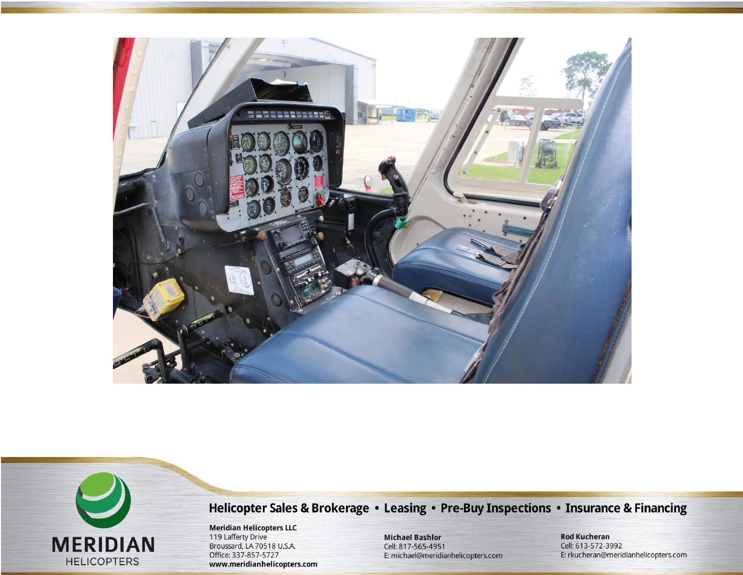**Helicopter Sales & Brokerage • Leasing • Pre-Buy Inspections • Insurance & Financing**

**MERIDIAN**
HELICOPTERS

**Meridian Helicopters LLC**
119 Lafferty Drive
Broussard, LA 70518 U.S.A.
Office: 337-857-5727
**www.meridianhelicopters.com**

**Michael Bashlor**
Cell: 817-565-4951
E: michael@meridianhelicopters.com

**Rod Kucheran**
Cell: 613-572-3992
E: rkucheran@meridianhelicopters.com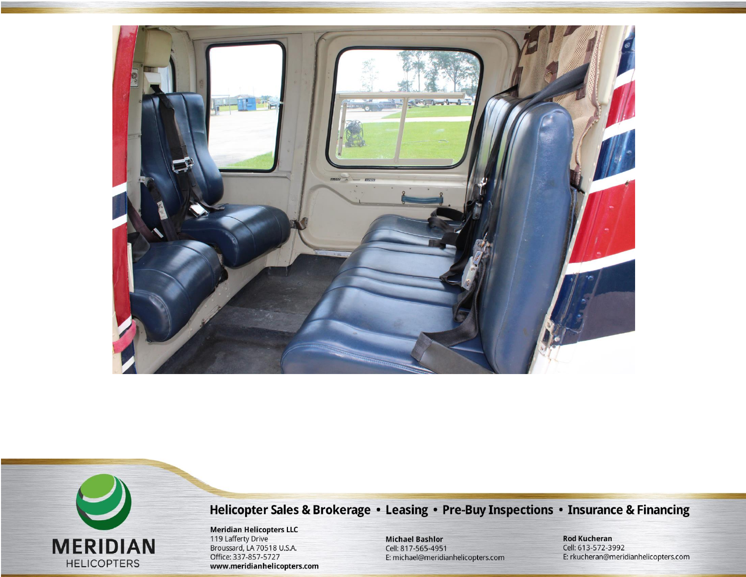Helicopter Sales & Brokerage • Leasing • Pre-Buy Inspections • Insurance & Financing

**Meridian Helicopters LLC**
119 Lafferty Drive
Broussard, LA 70518 U.S.A.
Office: 337-857-5727
**www.meridianhelicopters.com**

**Michael Bashlor**
Cell: 817-565-4951
E: michael@meridianhelicopters.com

**Rod Kucheran**
Cell: 613-572-3992
E: rkucheran@meridianhelicopters.com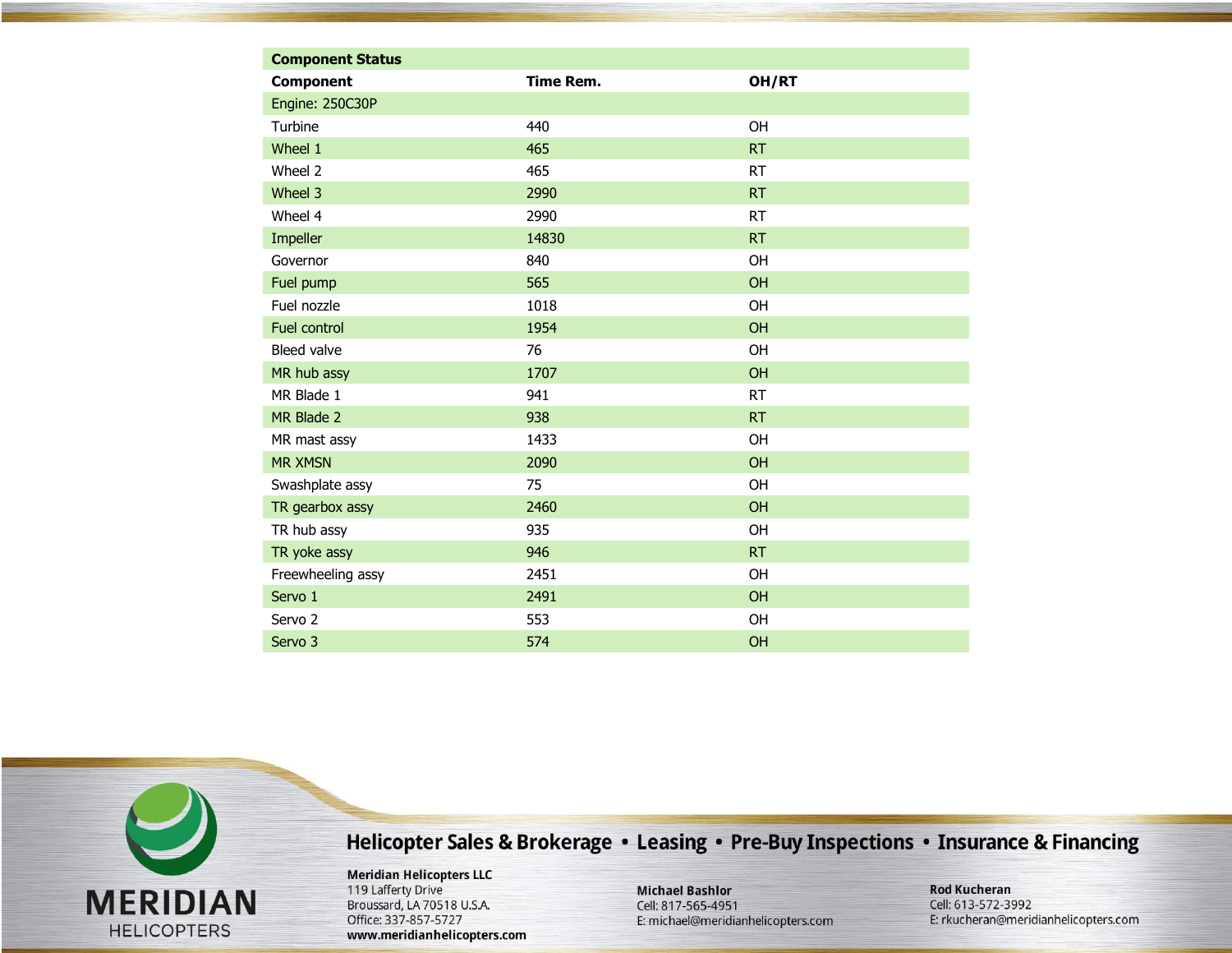| Component Status | | |
|---|---|---|
| **Component** | **Time Rem.** | **OH/RT** |
| Engine: 250C30P | | |
| Turbine | 440 | OH |
| Wheel 1 | 465 | RT |
| Wheel 2 | 465 | RT |
| Wheel 3 | 2990 | RT |
| Wheel 4 | 2990 | RT |
| Impeller | 14830 | RT |
| Governor | 840 | OH |
| Fuel pump | 565 | OH |
| Fuel nozzle | 1018 | OH |
| Fuel control | 1954 | OH |
| Bleed valve | 76 | OH |
| MR hub assy | 1707 | OH |
| MR Blade 1 | 941 | RT |
| MR Blade 2 | 938 | RT |
| MR mast assy | 1433 | OH |
| MR XMSN | 2090 | OH |
| Swashplate assy | 75 | OH |
| TR gearbox assy | 2460 | OH |
| TR hub assy | 935 | OH |
| TR yoke assy | 946 | RT |
| Freewheeling assy | 2451 | OH |
| Servo 1 | 2491 | OH |
| Servo 2 | 553 | OH |
| Servo 3 | 574 | OH |

MERIDIAN HELICOPTERS

**Helicopter Sales & Brokerage • Leasing • Pre-Buy Inspections • Insurance & Financing**

**Meridian Helicopters LLC**
119 Lafferty Drive
Broussard, LA 70518 U.S.A.
Office: 337-857-5727
**www.meridianhelicopters.com**

**Michael Bashlor**
Cell: 817-565-4951
E: michael@meridianhelicopters.com

**Rod Kucheran**
Cell: 613-572-3992
E: rkucheran@meridianhelicopters.com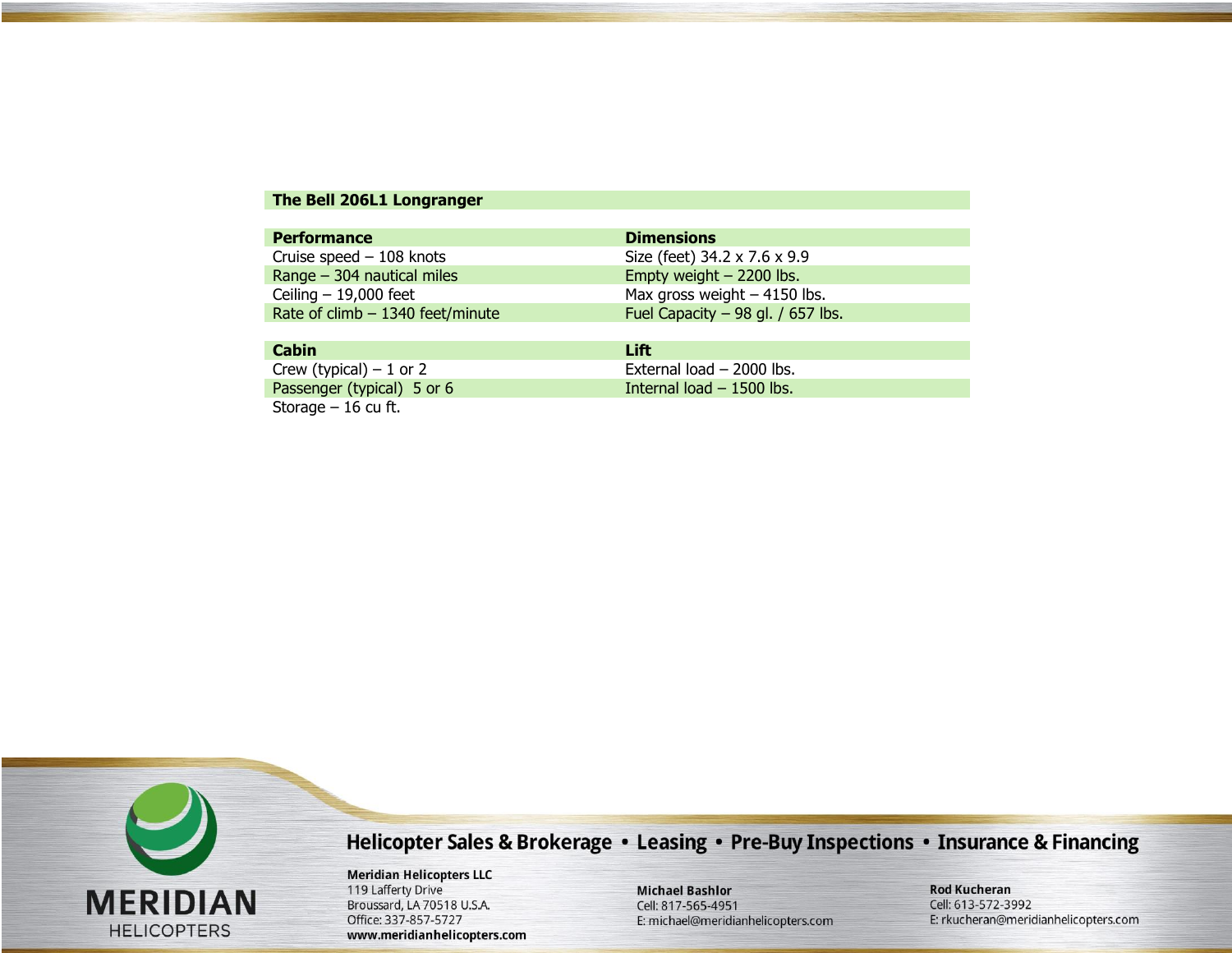**The Bell 206L1 Longranger**

| **Performance** | **Dimensions** |
| --- | --- |
| Cruise speed – 108 knots | Size (feet) 34.2 x 7.6 x 9.9 |
| Range – 304 nautical miles | Empty weight – 2200 lbs. |
| Ceiling – 19,000 feet | Max gross weight – 4150 lbs. |
| Rate of climb – 1340 feet/minute | Fuel Capacity – 98 gl. / 657 lbs. |

| **Cabin** | **Lift** |
| --- | --- |
| Crew (typical) – 1 or 2 | External load – 2000 lbs. |
| Passenger (typical) 5 or 6 | Internal load – 1500 lbs. |
| Storage – 16 cu ft. | |

MERIDIAN HELICOPTERS

**Helicopter Sales & Brokerage • Leasing • Pre-Buy Inspections • Insurance & Financing**

**Meridian Helicopters LLC**
119 Lafferty Drive
Broussard, LA 70518 U.S.A.
Office: 337-857-5727
**www.meridianhelicopters.com**

**Michael Bashlor**
Cell: 817-565-4951
E: michael@meridianhelicopters.com

**Rod Kucheran**
Cell: 613-572-3992
E: rkucheran@meridianhelicopters.com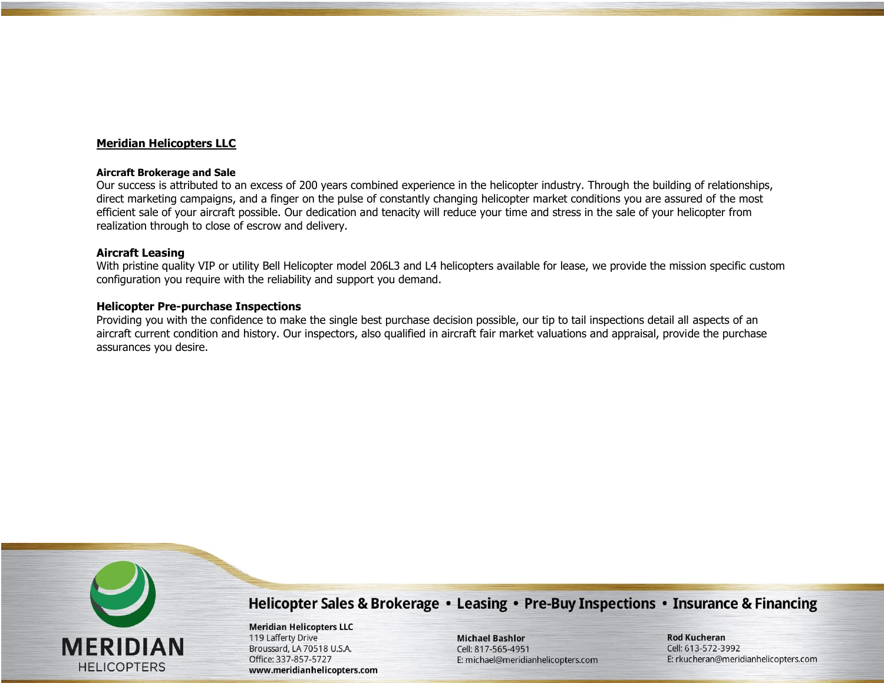**Meridian Helicopters LLC**

**Aircraft Brokerage and Sale**

Our success is attributed to an excess of 200 years combined experience in the helicopter industry. Through the building of relationships, direct marketing campaigns, and a finger on the pulse of constantly changing helicopter market conditions you are assured of the most efficient sale of your aircraft possible. Our dedication and tenacity will reduce your time and stress in the sale of your helicopter from realization through to close of escrow and delivery.

**Aircraft Leasing**

With pristine quality VIP or utility Bell Helicopter model 206L3 and L4 helicopters available for lease, we provide the mission specific custom configuration you require with the reliability and support you demand.

**Helicopter Pre-purchase Inspections**

Providing you with the confidence to make the single best purchase decision possible, our tip to tail inspections detail all aspects of an aircraft current condition and history. Our inspectors, also qualified in aircraft fair market valuations and appraisal, provide the purchase assurances you desire.

MERIDIAN HELICOPTERS

**Helicopter Sales & Brokerage • Leasing • Pre-Buy Inspections • Insurance & Financing**

**Meridian Helicopters LLC**
119 Lafferty Drive
Broussard, LA 70518 U.S.A.
Office: 337-857-5727
**www.meridianhelicopters.com**

**Michael Bashlor**
Cell: 817-565-4951
E: michael@meridianhelicopters.com

**Rod Kucheran**
Cell: 613-572-3992
E: rkucheran@meridianhelicopters.com